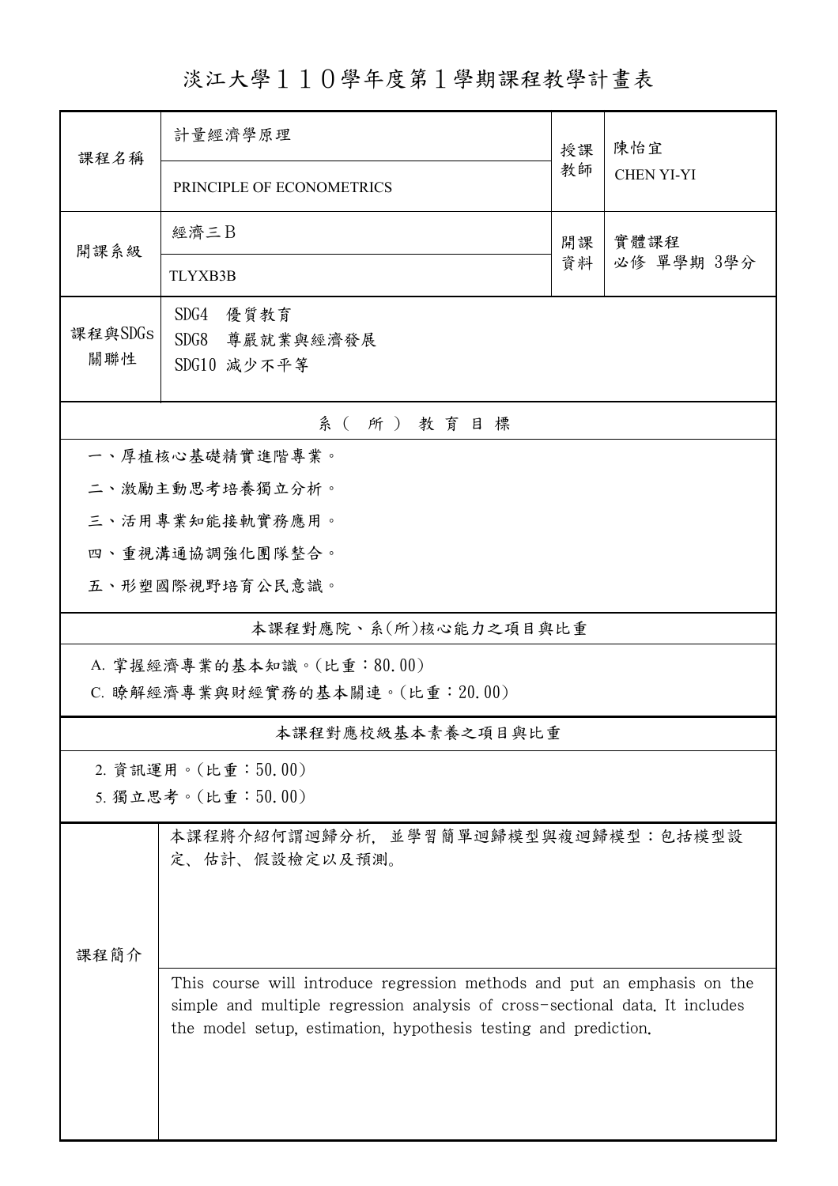# 淡江大學１１０學年度第１學期課程教學計畫表

| 課程名稱 | 計量經濟學原理<br>PRINCIPLE OF ECONOMETRICS | 授課教師 | 陳怡宜<br>CHEN YI-YI |
|---|---|---|---|
| 開課系級 | 經濟三Ｂ<br>TLYXB3B | 開課資料 | 實體課程<br>必修 單學期 3學分 |
| 課程與SDGs關聯性 | SDG4 優質教育<br>SDG8 尊嚴就業與經濟發展<br>SDG10 減少不平等 | | |

## 系（所）教育目標

一、厚植核心基礎精實進階專業。

二、激勵主動思考培養獨立分析。

三、活用專業知能接軌實務應用。

四、重視溝通協調強化團隊整合。

五、形塑國際視野培育公民意識。

## 本課程對應院、系(所)核心能力之項目與比重

A. 掌握經濟專業的基本知識。(比重：80.00)

C. 瞭解經濟專業與財經實務的基本關連。(比重：20.00)

## 本課程對應校級基本素養之項目與比重

2. 資訊運用。(比重：50.00)

5. 獨立思考。(比重：50.00)

## 課程簡介

本課程將介紹何謂迴歸分析，並學習簡單迴歸模型與複迴歸模型：包括模型設定、估計、假設檢定以及預測。

This course will introduce regression methods and put an emphasis on the simple and multiple regression analysis of cross-sectional data. It includes the model setup, estimation, hypothesis testing and prediction.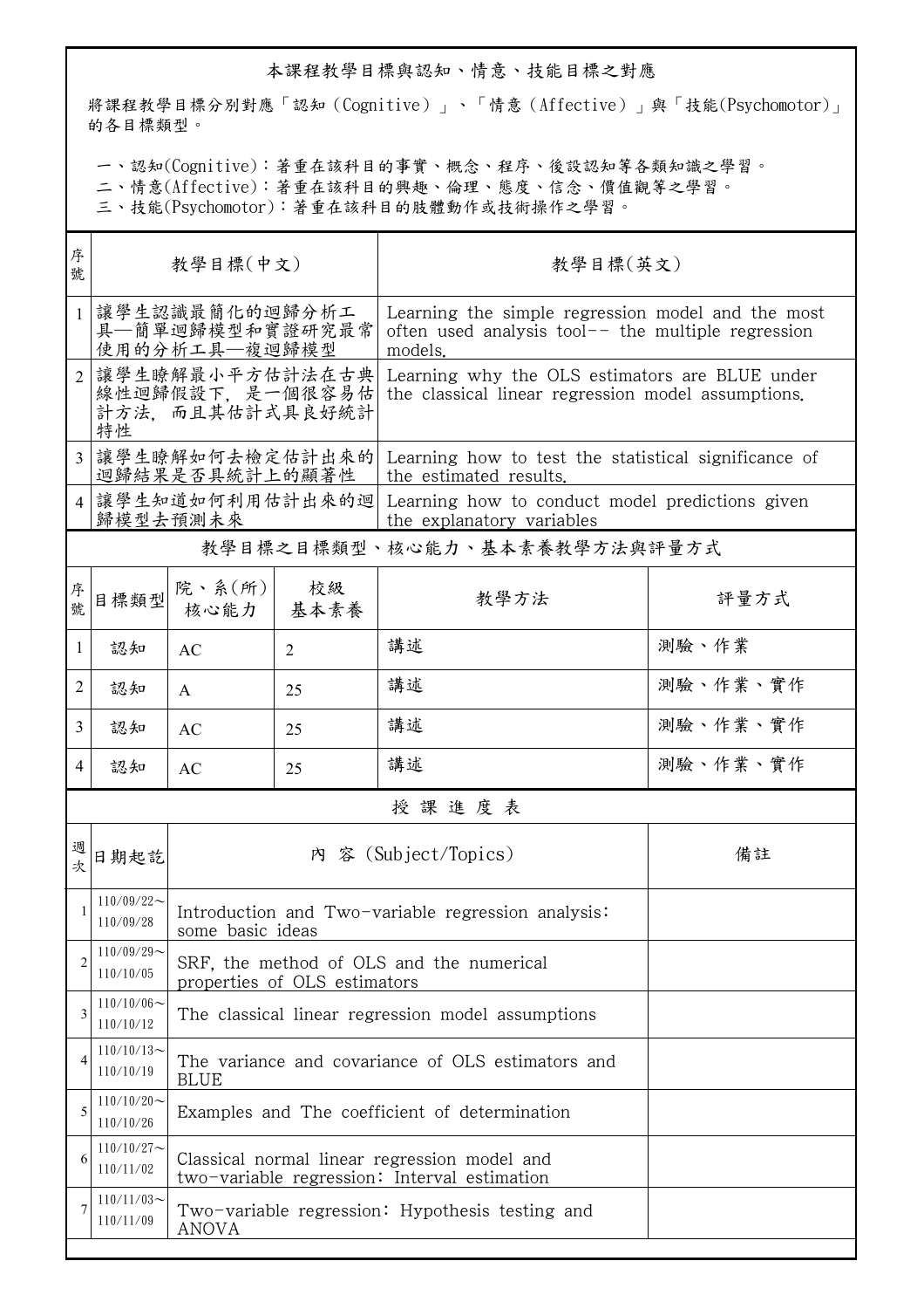## 本課程教學目標與認知、情意、技能目標之對應

將課程教學目標分別對應「認知（Cognitive）」、「情意（Affective）」與「技能(Psychomotor)」的各目標類型。

一、認知(Cognitive)：著重在該科目的事實、概念、程序、後設認知等各類知識之學習。
二、情意(Affective)：著重在該科目的興趣、倫理、態度、信念、價值觀等之學習。
三、技能(Psychomotor)：著重在該科目的肢體動作或技術操作之學習。

| 序號 | 教學目標(中文) | 教學目標(英文) |
|---|---|---|
| 1 | 讓學生認識最簡化的迴歸分析工具—簡單迴歸模型和實證研究最常使用的分析工具—複迴歸模型 | Learning the simple regression model and the most often used analysis tool-- the multiple regression models. |
| 2 | 讓學生瞭解最小平方估計法在古典線性迴歸假設下，是一個很容易估計方法，而且其估計式具良好統計特性 | Learning why the OLS estimators are BLUE under the classical linear regression model assumptions. |
| 3 | 讓學生瞭解如何去檢定估計出來的迴歸結果是否具統計上的顯著性 | Learning how to test the statistical significance of the estimated results. |
| 4 | 讓學生知道如何利用估計出來的迴歸模型去預測未來 | Learning how to conduct model predictions given the explanatory variables |

## 教學目標之目標類型、核心能力、基本素養教學方法與評量方式

| 序號 | 目標類型 | 院、系(所)核心能力 | 校級基本素養 | 教學方法 | 評量方式 |
|---|---|---|---|---|---|
| 1 | 認知 | AC | 2 | 講述 | 測驗、作業 |
| 2 | 認知 | A | 25 | 講述 | 測驗、作業、實作 |
| 3 | 認知 | AC | 25 | 講述 | 測驗、作業、實作 |
| 4 | 認知 | AC | 25 | 講述 | 測驗、作業、實作 |

## 授 課 進 度 表

| 週次 | 日期起訖 | 內 容 (Subject/Topics) | 備註 |
|---|---|---|---|
| 1 | 110/09/22～110/09/28 | Introduction and Two-variable regression analysis: some basic ideas | |
| 2 | 110/09/29～110/10/05 | SRF, the method of OLS and the numerical properties of OLS estimators | |
| 3 | 110/10/06～110/10/12 | The classical linear regression model assumptions | |
| 4 | 110/10/13～110/10/19 | The variance and covariance of OLS estimators and BLUE | |
| 5 | 110/10/20～110/10/26 | Examples and The coefficient of determination | |
| 6 | 110/10/27～110/11/02 | Classical normal linear regression model and two-variable regression: Interval estimation | |
| 7 | 110/11/03～110/11/09 | Two-variable regression: Hypothesis testing and ANOVA | |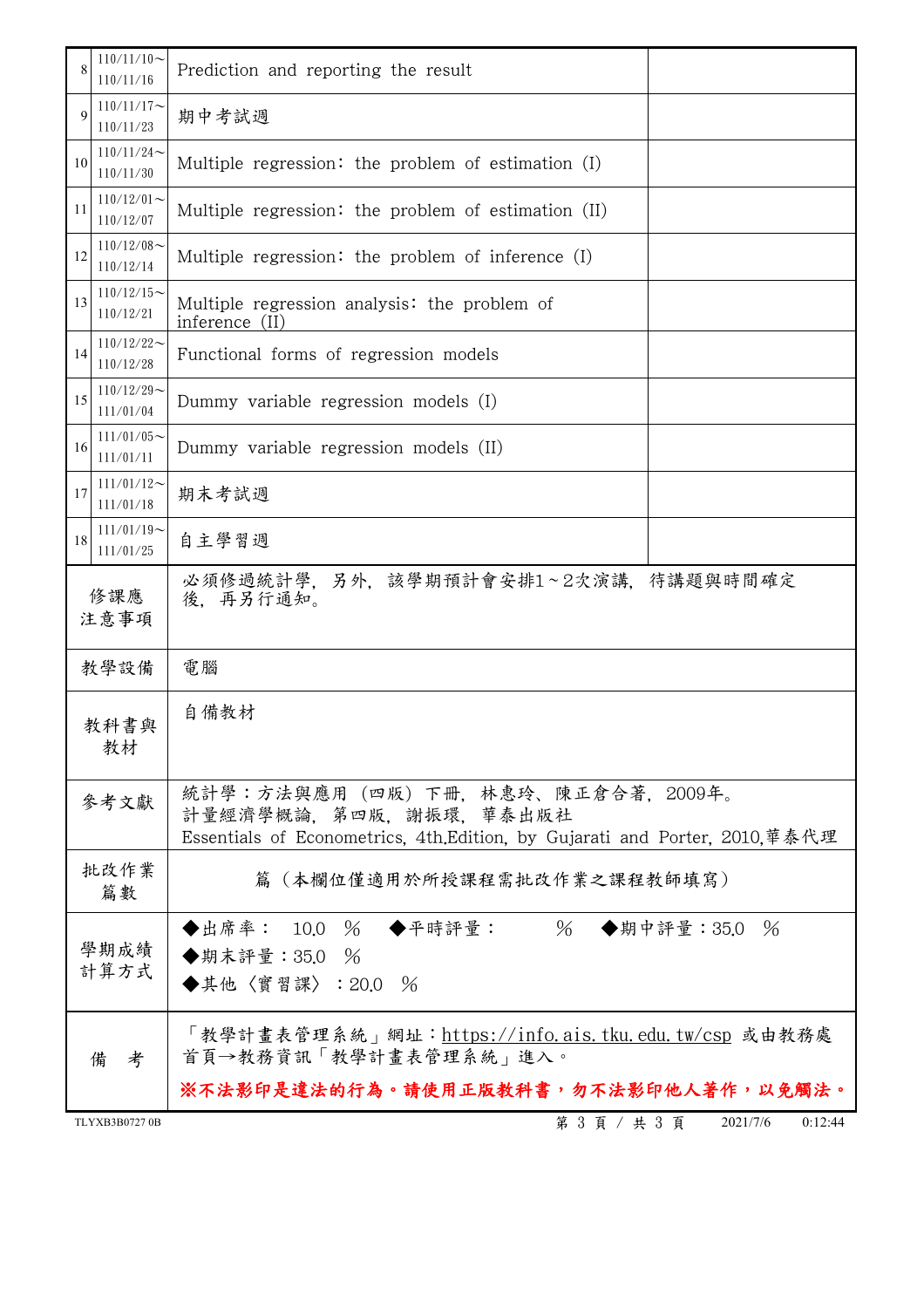| | | | |
|---|---|---|---|
| 8 | 110/11/10～110/11/16 | Prediction and reporting the result | |
| 9 | 110/11/17～110/11/23 | 期中考試週 | |
| 10 | 110/11/24～110/11/30 | Multiple regression: the problem of estimation (I) | |
| 11 | 110/12/01～110/12/07 | Multiple regression: the problem of estimation (II) | |
| 12 | 110/12/08～110/12/14 | Multiple regression: the problem of inference (I) | |
| 13 | 110/12/15～110/12/21 | Multiple regression analysis: the problem of inference (II) | |
| 14 | 110/12/22～110/12/28 | Functional forms of regression models | |
| 15 | 110/12/29～111/01/04 | Dummy variable regression models (I) | |
| 16 | 111/01/05～111/01/11 | Dummy variable regression models (II) | |
| 17 | 111/01/12～111/01/18 | 期末考試週 | |
| 18 | 111/01/19～111/01/25 | 自主學習週 | |

| | |
|---|---|
| 修課應注意事項 | 必須修過統計學，另外，該學期預計會安排1～2次演講，待講題與時間確定後，再另行通知。 |
| 教學設備 | 電腦 |
| 教科書與教材 | 自備教材 |
| 參考文獻 | 統計學：方法與應用（四版）下冊，林惠玲、陳正倉合著，2009年。<br>計量經濟學概論，第四版，謝振環，華泰出版社<br>Essentials of Econometrics, 4th.Edition, by Gujarati and Porter, 2010,華泰代理 |
| 批改作業篇數 | 篇（本欄位僅適用於所授課程需批改作業之課程教師填寫） |
| 學期成績計算方式 | ◆出席率： 10.0 ％ ◆平時評量： ％ ◆期中評量：35.0 ％<br>◆期末評量：35.0 ％<br>◆其他〈實習課〉：20.0 ％ |
| 備考 | 「教學計畫表管理系統」網址：https://info.ais.tku.edu.tw/csp 或由教務處首頁→教務資訊「教學計畫表管理系統」進入。<br>**※不法影印是違法的行為。請使用正版教科書，勿不法影印他人著作，以免觸法。** |